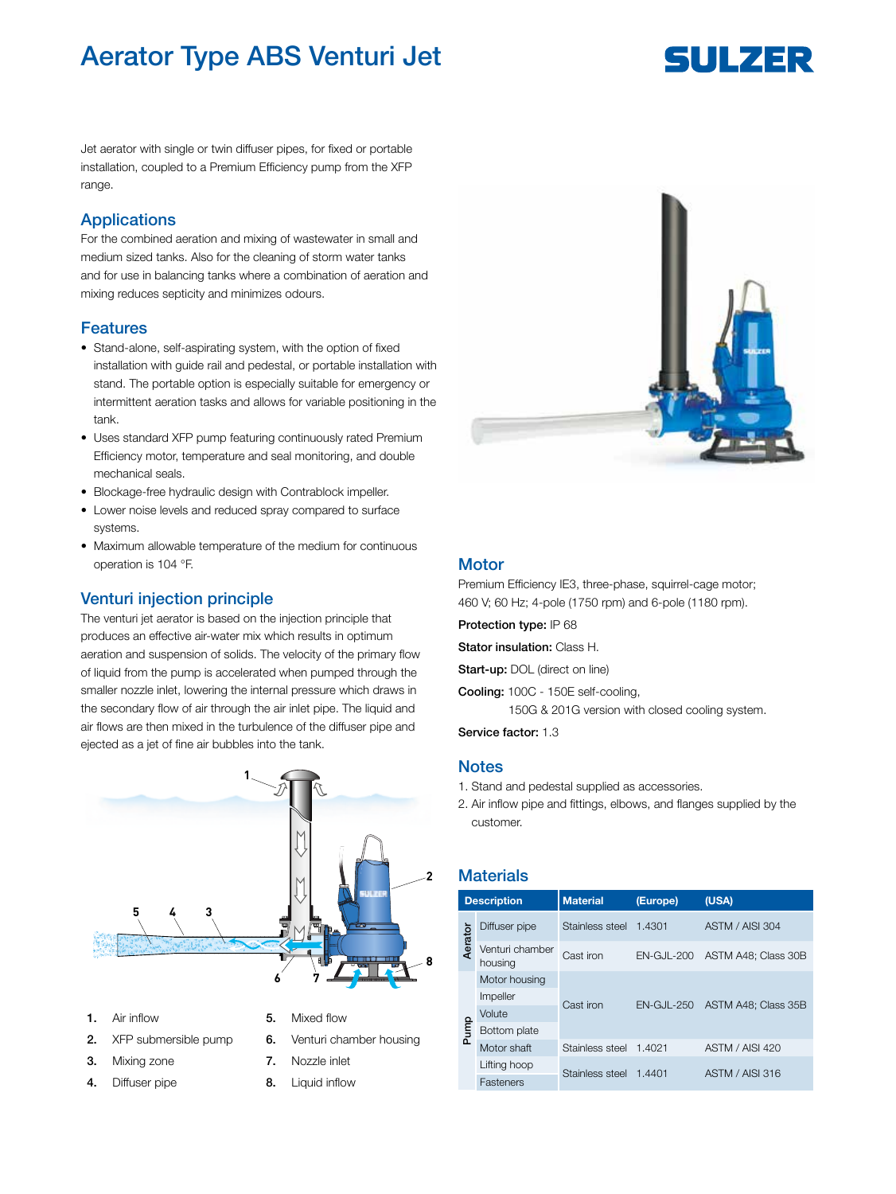# Aerator Type ABS Venturi Jet

Jet aerator with single or twin diffuser pipes, for fixed or portable installation, coupled to a Premium Efficiency pump from the XFP range.

## Applications

For the combined aeration and mixing of wastewater in small and medium sized tanks. Also for the cleaning of storm water tanks and for use in balancing tanks where a combination of aeration and mixing reduces septicity and minimizes odours.

## Features

- Stand-alone, self-aspirating system, with the option of fixed installation with guide rail and pedestal, or portable installation with stand. The portable option is especially suitable for emergency or intermittent aeration tasks and allows for variable positioning in the tank.
- Uses standard XFP pump featuring continuously rated Premium Efficiency motor, temperature and seal monitoring, and double mechanical seals.
- Blockage-free hydraulic design with Contrablock impeller.
- Lower noise levels and reduced spray compared to surface systems.
- Maximum allowable temperature of the medium for continuous operation is 104 °F.

## Venturi injection principle

The venturi jet aerator is based on the injection principle that produces an effective air-water mix which results in optimum aeration and suspension of solids. The velocity of the primary flow of liquid from the pump is accelerated when pumped through the smaller nozzle inlet, lowering the internal pressure which draws in the secondary flow of air through the air inlet pipe. The liquid and air flows are then mixed in the turbulence of the diffuser pipe and ejected as a jet of fine air bubbles into the tank.

1. Air inflow
2. XFP submersible pump
3. Mixing zone
4. Diffuser pipe
5. Mixed flow
6. Venturi chamber housing
7. Nozzle inlet
8. Liquid inflow

## Motor

Premium Efficiency IE3, three-phase, squirrel-cage motor; 460 V; 60 Hz; 4-pole (1750 rpm) and 6-pole (1180 rpm).

**Protection type:** IP 68

**Stator insulation:** Class H.

**Start-up:** DOL (direct on line)

**Cooling:** 100C - 150E self-cooling,
150G & 201G version with closed cooling system.

**Service factor:** 1.3

## Notes

1. Stand and pedestal supplied as accessories.
2. Air inflow pipe and fittings, elbows, and flanges supplied by the customer.

## Materials

| | Description | Material | (Europe) | (USA) |
|---|---|---|---|---|
| Aerator | Diffuser pipe | Stainless steel | 1.4301 | ASTM / AISI 304 |
| | Venturi chamber housing | Cast iron | EN-GJL-200 | ASTM A48; Class 30B |
| Pump | Motor housing | Cast iron | EN-GJL-250 | ASTM A48; Class 35B |
| | Impeller | | | |
| | Volute | | | |
| | Bottom plate | | | |
| | Motor shaft | Stainless steel | 1.4021 | ASTM / AISI 420 |
| | Lifting hoop | Stainless steel | 1.4401 | ASTM / AISI 316 |
| | Fasteners | | | |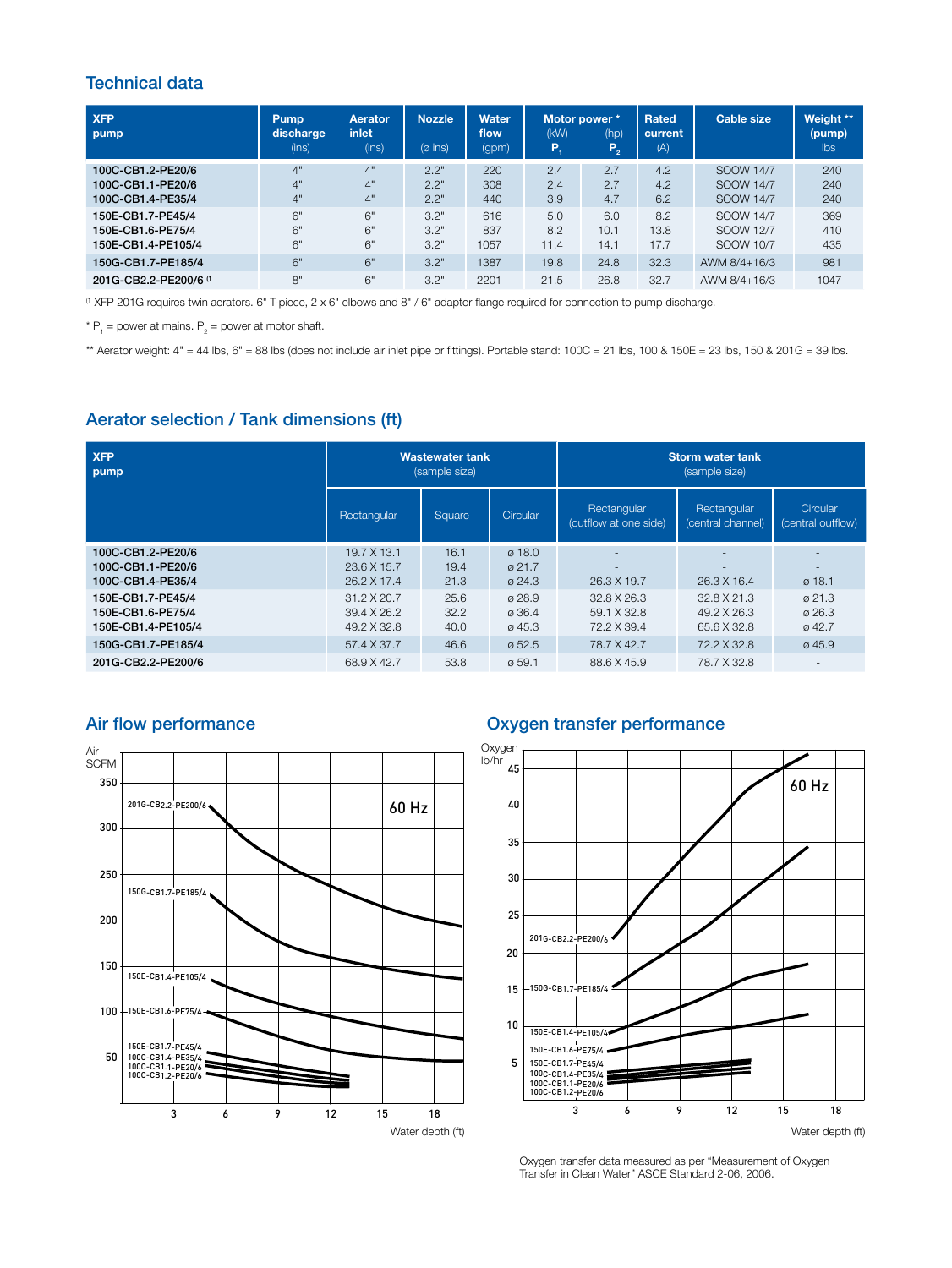## Technical data

| XFP pump | Pump discharge (ins) | Aerator inlet (ins) | Nozzle (ø ins) | Water flow (gpm) | Motor power * (kW) $P_1$ | Motor power * (hp) $P_2$ | Rated current (A) | Cable size | Weight ** (pump) lbs |
|---|---|---|---|---|---|---|---|---|---|
| 100C-CB1.2-PE20/6 | 4" | 4" | 2.2" | 220 | 2.4 | 2.7 | 4.2 | SOOW 14/7 | 240 |
| 100C-CB1.1-PE20/6 | 4" | 4" | 2.2" | 308 | 2.4 | 2.7 | 4.2 | SOOW 14/7 | 240 |
| 100C-CB1.4-PE35/4 | 4" | 4" | 2.2" | 440 | 3.9 | 4.7 | 6.2 | SOOW 14/7 | 240 |
| 150E-CB1.7-PE45/4 | 6" | 6" | 3.2" | 616 | 5.0 | 6.0 | 8.2 | SOOW 14/7 | 369 |
| 150E-CB1.6-PE75/4 | 6" | 6" | 3.2" | 837 | 8.2 | 10.1 | 13.8 | SOOW 12/7 | 410 |
| 150E-CB1.4-PE105/4 | 6" | 6" | 3.2" | 1057 | 11.4 | 14.1 | 17.7 | SOOW 10/7 | 435 |
| 150G-CB1.7-PE185/4 | 6" | 6" | 3.2" | 1387 | 19.8 | 24.8 | 32.3 | AWM 8/4+16/3 | 981 |
| 201G-CB2.2-PE200/6 [1] | 8" | 6" | 3.2" | 2201 | 21.5 | 26.8 | 32.7 | AWM 8/4+16/3 | 1047 |

[1] XFP 201G requires twin aerators. 6" T-piece, 2 x 6" elbows and 8" / 6" adaptor flange required for connection to pump discharge.

* $P_1$ = power at mains. $P_2$ = power at motor shaft.

** Aerator weight: 4" = 44 lbs, 6" = 88 lbs (does not include air inlet pipe or fittings). Portable stand: 100C = 21 lbs, 100 & 150E = 23 lbs, 150 & 201G = 39 lbs.

## Aerator selection / Tank dimensions (ft)

| XFP pump | Wastewater tank (sample size) | | | Storm water tank (sample size) | | |
|---|---|---|---|---|---|---|
| | Rectangular | Square | Circular | Rectangular (outflow at one side) | Rectangular (central channel) | Circular (central outflow) |
| 100C-CB1.2-PE20/6 | 19.7 X 13.1 | 16.1 | ø 18.0 | - | - | - |
| 100C-CB1.1-PE20/6 | 23.6 X 15.7 | 19.4 | ø 21.7 | - | - | - |
| 100C-CB1.4-PE35/4 | 26.2 X 17.4 | 21.3 | ø 24.3 | 26.3 X 19.7 | 26.3 X 16.4 | ø 18.1 |
| 150E-CB1.7-PE45/4 | 31.2 X 20.7 | 25.6 | ø 28.9 | 32.8 X 26.3 | 32.8 X 21.3 | ø 21.3 |
| 150E-CB1.6-PE75/4 | 39.4 X 26.2 | 32.2 | ø 36.4 | 59.1 X 32.8 | 49.2 X 26.3 | ø 26.3 |
| 150E-CB1.4-PE105/4 | 49.2 X 32.8 | 40.0 | ø 45.3 | 72.2 X 39.4 | 65.6 X 32.8 | ø 42.7 |
| 150G-CB1.7-PE185/4 | 57.4 X 37.7 | 46.6 | ø 52.5 | 78.7 X 42.7 | 72.2 X 32.8 | ø 45.9 |
| 201G-CB2.2-PE200/6 | 68.9 X 42.7 | 53.8 | ø 59.1 | 88.6 X 45.9 | 78.7 X 32.8 | - |

## Air flow performance

Air SCFM vs. Water depth (ft), 60 Hz — curves: 201G-CB2.2-PE200/6, 150G-CB1.7-PE185/4, 150E-CB1.4-PE105/4, 150E-CB1.6-PE75/4, 150E-CB1.7-PE45/4, 100C-CB1.4-PE35/4, 100C-CB1.1-PE20/6, 100C-CB1.2-PE20/6

## Oxygen transfer performance

Oxygen lb/hr vs. Water depth (ft), 60 Hz — curves: 201G-CB2.2-PE200/6, 150G-CB1.7-PE185/4, 150E-CB1.4-PE105/4, 150E-CB1.6-PE75/4, 150E-CB1.7-PE45/4, 100C-CB1.4-PE35/4, 100C-CB1.1-PE20/6, 100C-CB1.2-PE20/6

Oxygen transfer data measured as per "Measurement of Oxygen Transfer in Clean Water" ASCE Standard 2-06, 2006.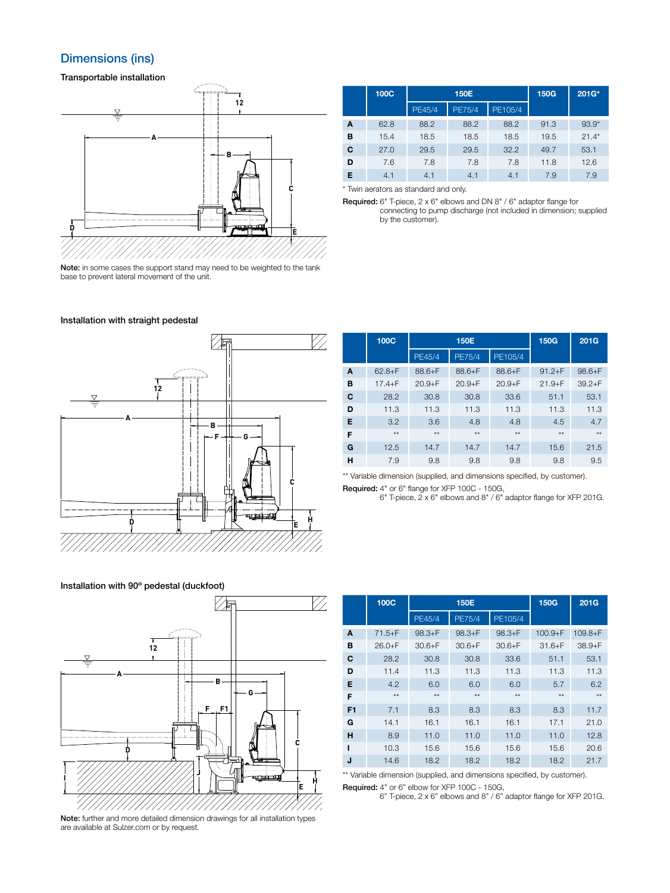## Dimensions (ins)

### Transportable installation

**Note:** in some cases the support stand may need to be weighted to the tank base to prevent lateral movement of the unit.

| | 100C | 150E | | | 150G | 201G* |
|---|---|---|---|---|---|---|
| | | PE45/4 | PE75/4 | PE105/4 | | |
| **A** | 62.8 | 88.2 | 88.2 | 88.2 | 91.3 | 93.9* |
| **B** | 15.4 | 18.5 | 18.5 | 18.5 | 19.5 | 21.4* |
| **C** | 27.0 | 29.5 | 29.5 | 32.2 | 49.7 | 53.1 |
| **D** | 7.6 | 7.8 | 7.8 | 7.8 | 11.8 | 12.6 |
| **E** | 4.1 | 4.1 | 4.1 | 4.1 | 7.9 | 7.9 |

* Twin aerators as standard and only.

**Required:** 6" T-piece, 2 x 6" elbows and DN 8" / 6" adaptor flange for connecting to pump discharge (not included in dimension; supplied by the customer).

### Installation with straight pedestal

| | 100C | 150E | | | 150G | 201G |
|---|---|---|---|---|---|---|
| | | PE45/4 | PE75/4 | PE105/4 | | |
| **A** | 62.8+F | 88.6+F | 88.6+F | 88.6+F | 91.2+F | 98.6+F |
| **B** | 17.4+F | 20.9+F | 20.9+F | 20.9+F | 21.9+F | 39.2+F |
| **C** | 28.2 | 30.8 | 30.8 | 33.6 | 51.1 | 53.1 |
| **D** | 11.3 | 11.3 | 11.3 | 11.3 | 11.3 | 11.3 |
| **E** | 3.2 | 3.6 | 4.8 | 4.8 | 4.5 | 4.7 |
| **F** | ** | ** | ** | ** | ** | ** |
| **G** | 12.5 | 14.7 | 14.7 | 14.7 | 15.6 | 21.5 |
| **H** | 7.9 | 9.8 | 9.8 | 9.8 | 9.8 | 9.5 |

** Variable dimension (supplied, and dimensions specified, by customer).

**Required:** 4" or 6" flange for XFP 100C - 150G,
6" T-piece, 2 x 6" elbows and 8" / 6" adaptor flange for XFP 201G.

### Installation with 90º pedestal (duckfoot)

| | 100C | 150E | | | 150G | 201G |
|---|---|---|---|---|---|---|
| | | PE45/4 | PE75/4 | PE105/4 | | |
| **A** | 71.5+F | 98.3+F | 98.3+F | 98.3+F | 100.9+F | 109.8+F |
| **B** | 26.0+F | 30.6+F | 30.6+F | 30.6+F | 31.6+F | 38.9+F |
| **C** | 28.2 | 30.8 | 30.8 | 33.6 | 51.1 | 53.1 |
| **D** | 11.4 | 11.3 | 11.3 | 11.3 | 11.3 | 11.3 |
| **E** | 4.2 | 6.0 | 6.0 | 6.0 | 5.7 | 6.2 |
| **F** | ** | ** | ** | ** | ** | ** |
| **F1** | 7.1 | 8.3 | 8.3 | 8.3 | 8.3 | 11.7 |
| **G** | 14.1 | 16.1 | 16.1 | 16.1 | 17.1 | 21.0 |
| **H** | 8.9 | 11.0 | 11.0 | 11.0 | 11.0 | 12.8 |
| **I** | 10.3 | 15.6 | 15.6 | 15.6 | 15.6 | 20.6 |
| **J** | 14.6 | 18.2 | 18.2 | 18.2 | 18.2 | 21.7 |

** Variable dimension (supplied, and dimensions specified, by customer).

**Required:** 4" or 6" elbow for XFP 100C - 150G,
6" T-piece, 2 x 6" elbows and 8" / 6" adaptor flange for XFP 201G.

**Note:** further and more detailed dimension drawings for all installation types are available at Sulzer.com or by request.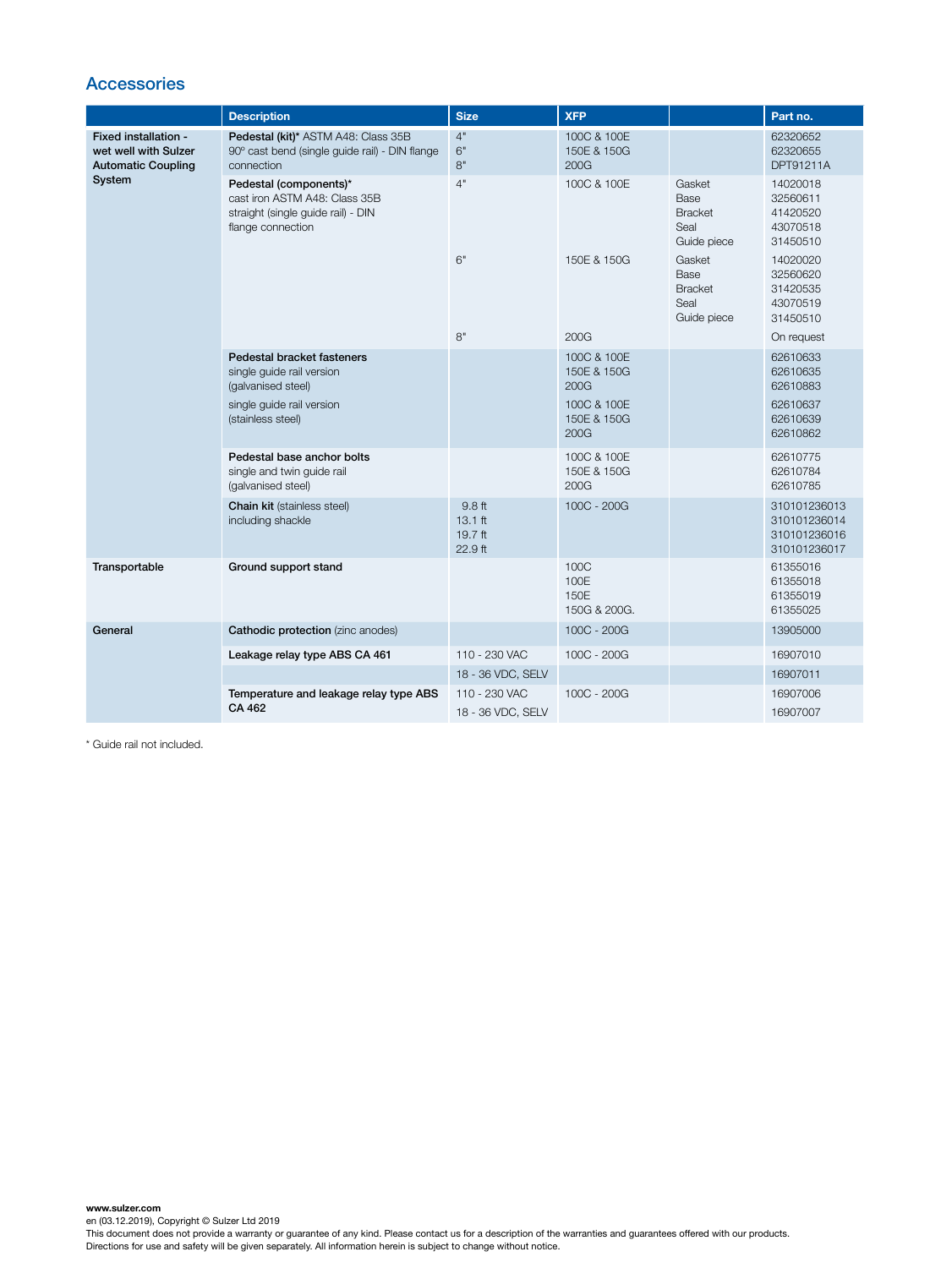## Accessories

| | Description | Size | XFP | | Part no. |
|---|---|---|---|---|---|
| **Fixed installation - wet well with Sulzer Automatic Coupling System** | **Pedestal (kit)*** ASTM A48: Class 35B 90° cast bend (single guide rail) - DIN flange connection | 4"<br>6"<br>8" | 100C & 100E<br>150E & 150G<br>200G | | 62320652<br>62320655<br>DPT91211A |
| | **Pedestal (components)*** cast iron ASTM A48: Class 35B straight (single guide rail) - DIN flange connection | 4" | 100C & 100E | Gasket<br>Base<br>Bracket<br>Seal<br>Guide piece | 14020018<br>32560611<br>41420520<br>43070518<br>31450510 |
| | | 6" | 150E & 150G | Gasket<br>Base<br>Bracket<br>Seal<br>Guide piece | 14020020<br>32560620<br>31420535<br>43070519<br>31450510 |
| | | 8" | 200G | | On request |
| | **Pedestal bracket fasteners** single guide rail version (galvanised steel) | | 100C & 100E<br>150E & 150G<br>200G | | 62610633<br>62610635<br>62610883 |
| | single guide rail version (stainless steel) | | 100C & 100E<br>150E & 150G<br>200G | | 62610637<br>62610639<br>62610862 |
| | **Pedestal base anchor bolts** single and twin guide rail (galvanised steel) | | 100C & 100E<br>150E & 150G<br>200G | | 62610775<br>62610784<br>62610785 |
| | **Chain kit** (stainless steel) including shackle | 9.8 ft<br>13.1 ft<br>19.7 ft<br>22.9 ft | 100C - 200G | | 310101236013<br>310101236014<br>310101236016<br>310101236017 |
| **Transportable** | **Ground support stand** | | 100C<br>100E<br>150E<br>150G & 200G. | | 61355016<br>61355018<br>61355019<br>61355025 |
| **General** | **Cathodic protection** (zinc anodes) | | 100C - 200G | | 13905000 |
| | **Leakage relay type ABS CA 461** | 110 - 230 VAC | 100C - 200G | | 16907010 |
| | | 18 - 36 VDC, SELV | | | 16907011 |
| | **Temperature and leakage relay type ABS CA 462** | 110 - 230 VAC<br>18 - 36 VDC, SELV | 100C - 200G | | 16907006<br>16907007 |

* Guide rail not included.

**www.sulzer.com**
en (03.12.2019), Copyright © Sulzer Ltd 2019
This document does not provide a warranty or guarantee of any kind. Please contact us for a description of the warranties and guarantees offered with our products.
Directions for use and safety will be given separately. All information herein is subject to change without notice.